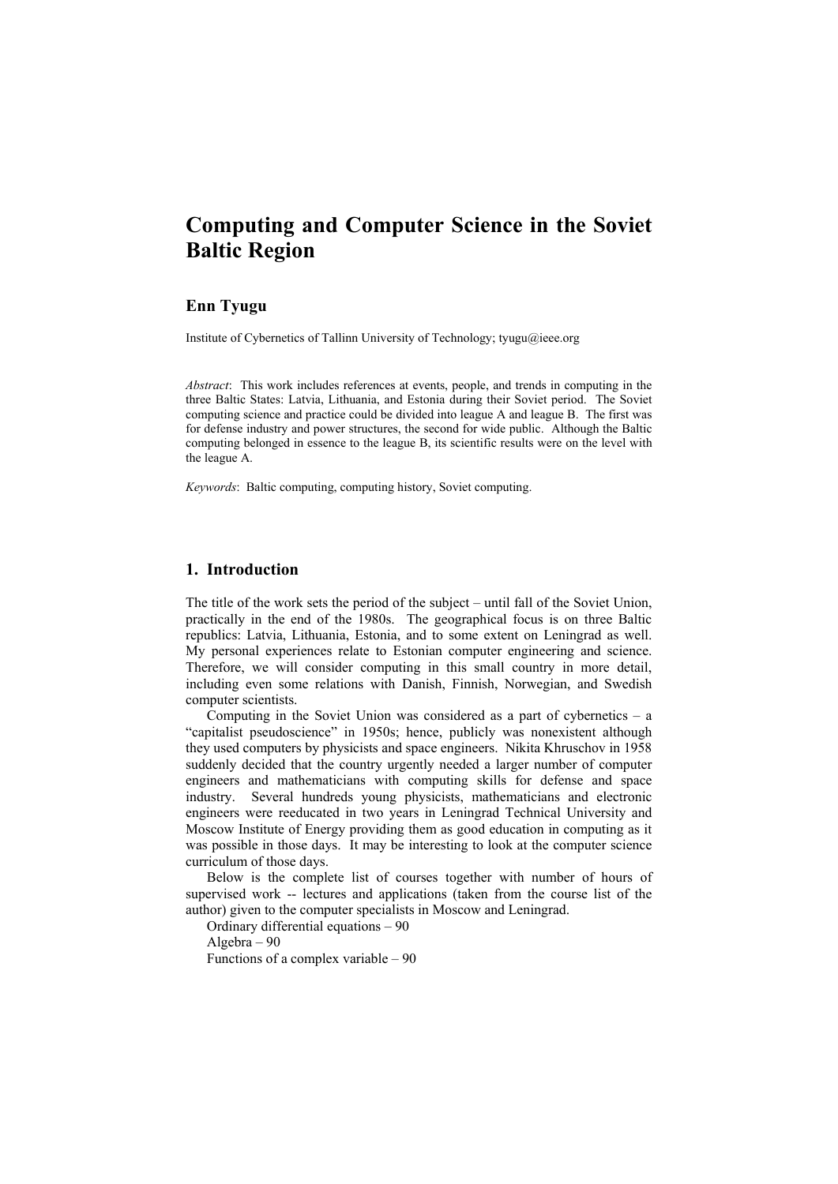# Computing and Computer Science in the Soviet Baltic Region

**Enn Tyugu**

Institute of Cybernetics of Tallinn University of Technology; tyugu@ieee.org

*Abstract*: This work includes references at events, people, and trends in computing in the three Baltic States: Latvia, Lithuania, and Estonia during their Soviet period. The Soviet computing science and practice could be divided into league A and league B. The first was for defense industry and power structures, the second for wide public. Although the Baltic computing belonged in essence to the league B, its scientific results were on the level with the league A.

*Keywords*: Baltic computing, computing history, Soviet computing.

## 1. Introduction

The title of the work sets the period of the subject – until fall of the Soviet Union, practically in the end of the 1980s. The geographical focus is on three Baltic republics: Latvia, Lithuania, Estonia, and to some extent on Leningrad as well. My personal experiences relate to Estonian computer engineering and science. Therefore, we will consider computing in this small country in more detail, including even some relations with Danish, Finnish, Norwegian, and Swedish computer scientists.

Computing in the Soviet Union was considered as a part of cybernetics – a "capitalist pseudoscience" in 1950s; hence, publicly was nonexistent although they used computers by physicists and space engineers. Nikita Khruschov in 1958 suddenly decided that the country urgently needed a larger number of computer engineers and mathematicians with computing skills for defense and space industry. Several hundreds young physicists, mathematicians and electronic engineers were reeducated in two years in Leningrad Technical University and Moscow Institute of Energy providing them as good education in computing as it was possible in those days. It may be interesting to look at the computer science curriculum of those days.

Below is the complete list of courses together with number of hours of supervised work -- lectures and applications (taken from the course list of the author) given to the computer specialists in Moscow and Leningrad.

Ordinary differential equations – 90
Algebra – 90
Functions of a complex variable – 90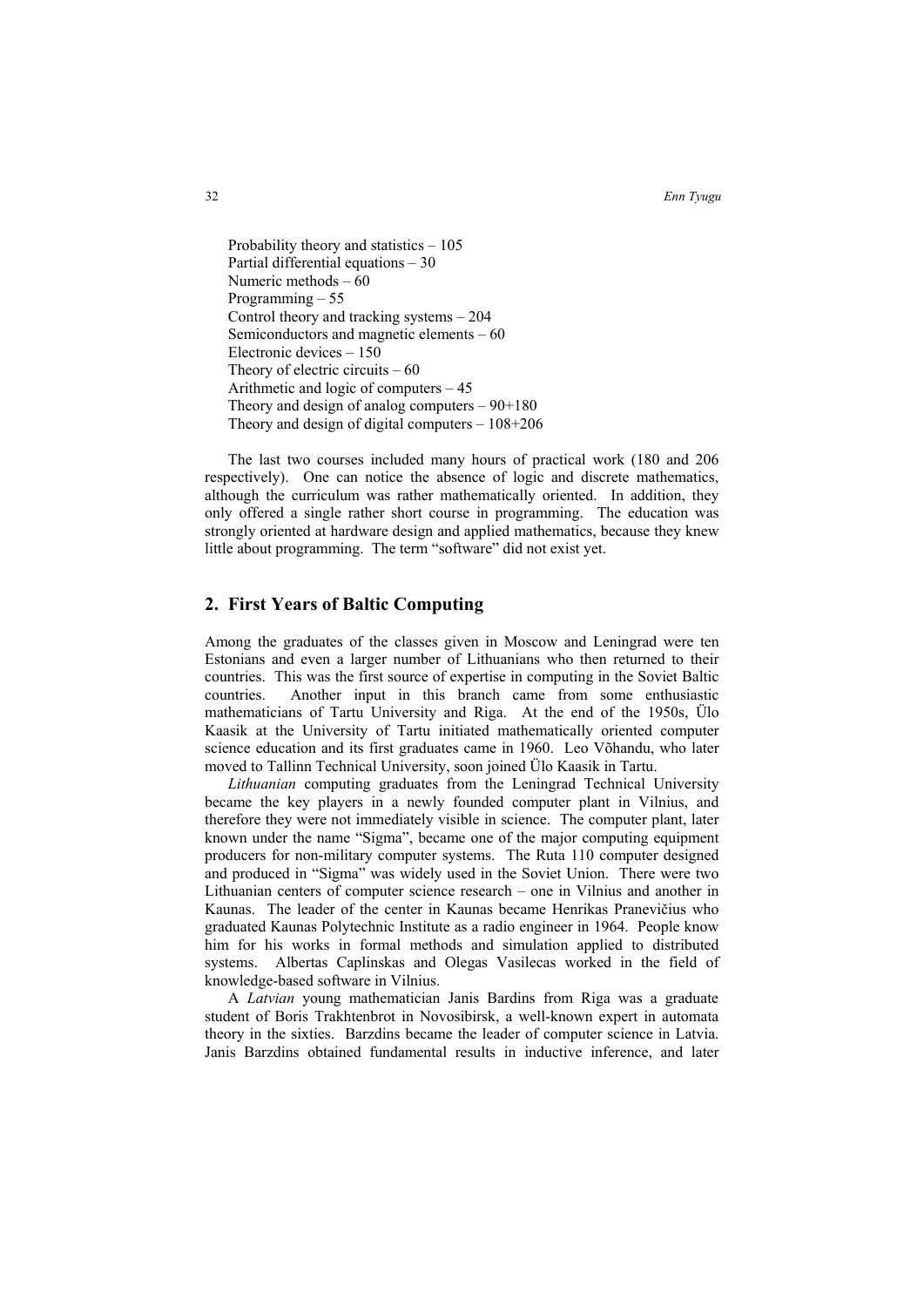Probability theory and statistics – 105
Partial differential equations – 30
Numeric methods – 60
Programming – 55
Control theory and tracking systems – 204
Semiconductors and magnetic elements – 60
Electronic devices – 150
Theory of electric circuits – 60
Arithmetic and logic of computers – 45
Theory and design of analog computers – 90+180
Theory and design of digital computers – 108+206

The last two courses included many hours of practical work (180 and 206 respectively). One can notice the absence of logic and discrete mathematics, although the curriculum was rather mathematically oriented. In addition, they only offered a single rather short course in programming. The education was strongly oriented at hardware design and applied mathematics, because they knew little about programming. The term "software" did not exist yet.

## 2. First Years of Baltic Computing

Among the graduates of the classes given in Moscow and Leningrad were ten Estonians and even a larger number of Lithuanians who then returned to their countries. This was the first source of expertise in computing in the Soviet Baltic countries. Another input in this branch came from some enthusiastic mathematicians of Tartu University and Riga. At the end of the 1950s, Ülo Kaasik at the University of Tartu initiated mathematically oriented computer science education and its first graduates came in 1960. Leo Võhandu, who later moved to Tallinn Technical University, soon joined Ülo Kaasik in Tartu.

*Lithuanian* computing graduates from the Leningrad Technical University became the key players in a newly founded computer plant in Vilnius, and therefore they were not immediately visible in science. The computer plant, later known under the name "Sigma", became one of the major computing equipment producers for non-military computer systems. The Ruta 110 computer designed and produced in "Sigma" was widely used in the Soviet Union. There were two Lithuanian centers of computer science research – one in Vilnius and another in Kaunas. The leader of the center in Kaunas became Henrikas Pranevičius who graduated Kaunas Polytechnic Institute as a radio engineer in 1964. People know him for his works in formal methods and simulation applied to distributed systems. Albertas Caplinskas and Olegas Vasilecas worked in the field of knowledge-based software in Vilnius.

A *Latvian* young mathematician Janis Bardins from Riga was a graduate student of Boris Trakhtenbrot in Novosibirsk, a well-known expert in automata theory in the sixties. Barzdins became the leader of computer science in Latvia. Janis Barzdins obtained fundamental results in inductive inference, and later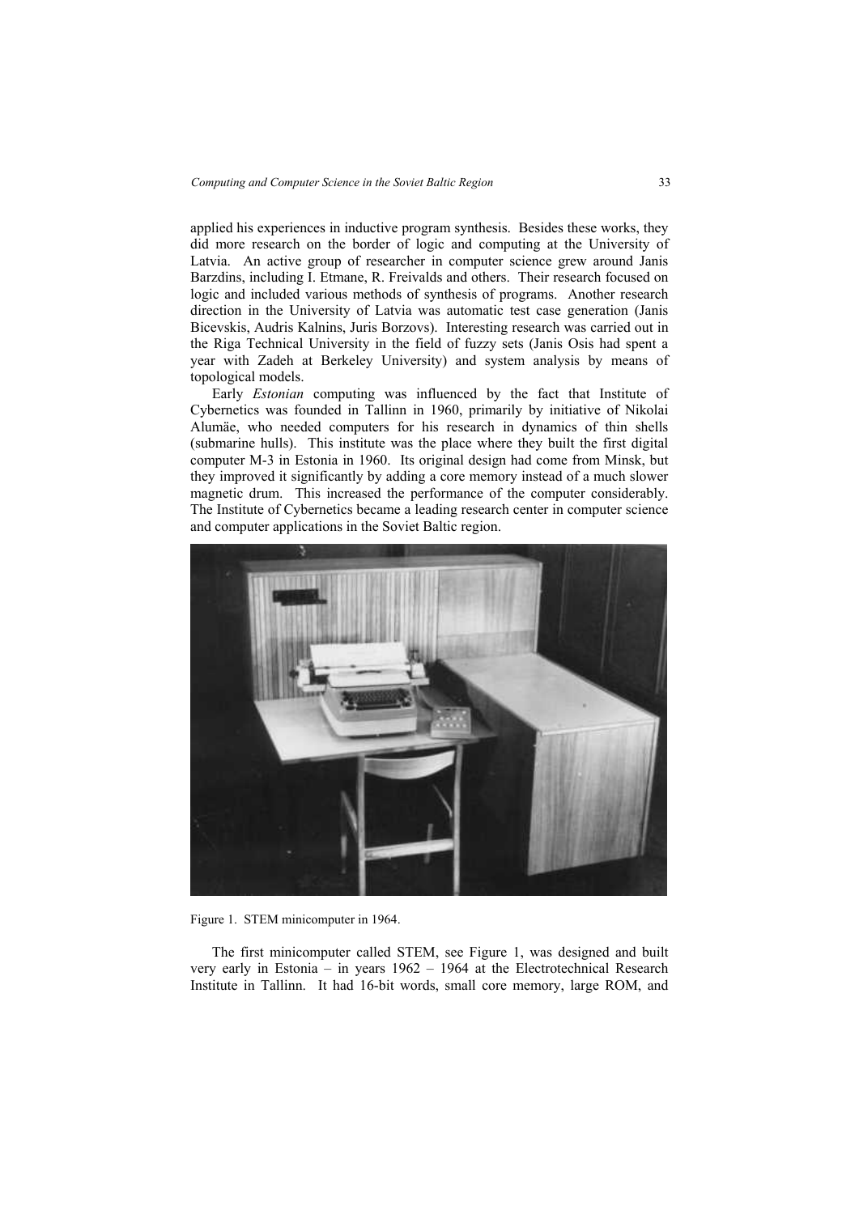applied his experiences in inductive program synthesis. Besides these works, they did more research on the border of logic and computing at the University of Latvia. An active group of researcher in computer science grew around Janis Barzdins, including I. Etmane, R. Freivalds and others. Their research focused on logic and included various methods of synthesis of programs. Another research direction in the University of Latvia was automatic test case generation (Janis Bicevskis, Audris Kalnins, Juris Borzovs). Interesting research was carried out in the Riga Technical University in the field of fuzzy sets (Janis Osis had spent a year with Zadeh at Berkeley University) and system analysis by means of topological models.

Early *Estonian* computing was influenced by the fact that Institute of Cybernetics was founded in Tallinn in 1960, primarily by initiative of Nikolai Alumäe, who needed computers for his research in dynamics of thin shells (submarine hulls). This institute was the place where they built the first digital computer M-3 in Estonia in 1960. Its original design had come from Minsk, but they improved it significantly by adding a core memory instead of a much slower magnetic drum. This increased the performance of the computer considerably. The Institute of Cybernetics became a leading research center in computer science and computer applications in the Soviet Baltic region.

Figure 1. STEM minicomputer in 1964.

The first minicomputer called STEM, see Figure 1, was designed and built very early in Estonia – in years 1962 – 1964 at the Electrotechnical Research Institute in Tallinn. It had 16-bit words, small core memory, large ROM, and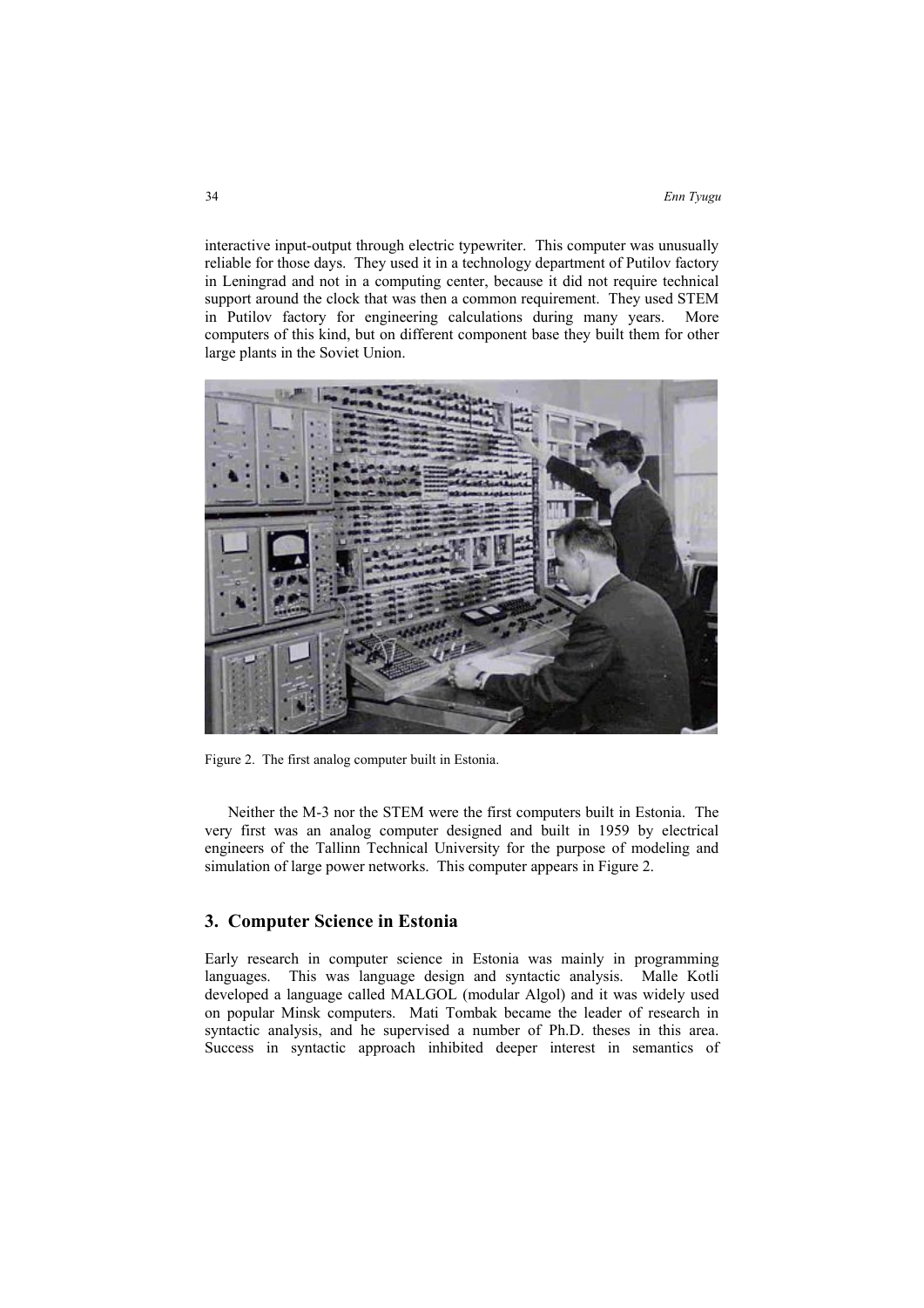interactive input-output through electric typewriter. This computer was unusually reliable for those days. They used it in a technology department of Putilov factory in Leningrad and not in a computing center, because it did not require technical support around the clock that was then a common requirement. They used STEM in Putilov factory for engineering calculations during many years. More computers of this kind, but on different component base they built them for other large plants in the Soviet Union.

Figure 2. The first analog computer built in Estonia.

Neither the M-3 nor the STEM were the first computers built in Estonia. The very first was an analog computer designed and built in 1959 by electrical engineers of the Tallinn Technical University for the purpose of modeling and simulation of large power networks. This computer appears in Figure 2.

## 3. Computer Science in Estonia

Early research in computer science in Estonia was mainly in programming languages. This was language design and syntactic analysis. Malle Kotli developed a language called MALGOL (modular Algol) and it was widely used on popular Minsk computers. Mati Tombak became the leader of research in syntactic analysis, and he supervised a number of Ph.D. theses in this area. Success in syntactic approach inhibited deeper interest in semantics of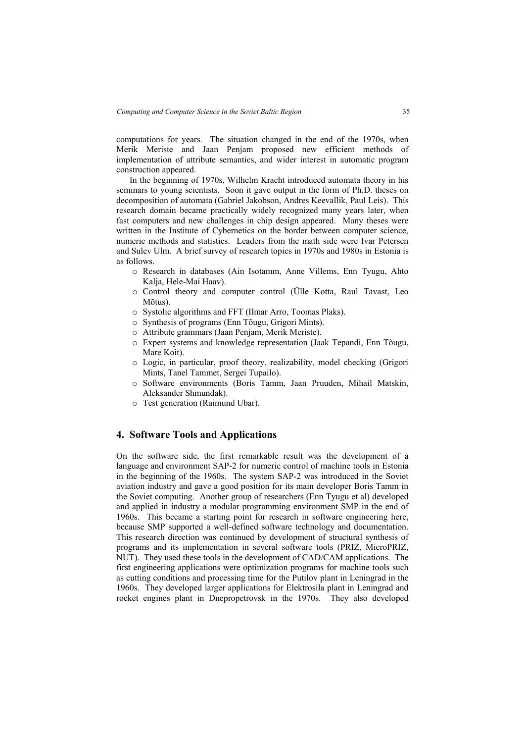computations for years. The situation changed in the end of the 1970s, when Merik Meriste and Jaan Penjam proposed new efficient methods of implementation of attribute semantics, and wider interest in automatic program construction appeared.

In the beginning of 1970s, Wilhelm Kracht introduced automata theory in his seminars to young scientists. Soon it gave output in the form of Ph.D. theses on decomposition of automata (Gabriel Jakobson, Andres Keevallik, Paul Leis). This research domain became practically widely recognized many years later, when fast computers and new challenges in chip design appeared. Many theses were written in the Institute of Cybernetics on the border between computer science, numeric methods and statistics. Leaders from the math side were Ivar Petersen and Sulev Ulm. A brief survey of research topics in 1970s and 1980s in Estonia is as follows.

- Research in databases (Ain Isotamm, Anne Villems, Enn Tyugu, Ahto Kalja, Hele-Mai Haav).
- Control theory and computer control (Ülle Kotta, Raul Tavast, Leo Mõtus).
- Systolic algorithms and FFT (Ilmar Arro, Toomas Plaks).
- Synthesis of programs (Enn Tõugu, Grigori Mints).
- Attribute grammars (Jaan Penjam, Merik Meriste).
- Expert systems and knowledge representation (Jaak Tepandi, Enn Tõugu, Mare Koit).
- Logic, in particular, proof theory, realizability, model checking (Grigori Mints, Tanel Tammet, Sergei Tupailo).
- Software environments (Boris Tamm, Jaan Pruuden, Mihail Matskin, Aleksander Shmundak).
- Test generation (Raimund Ubar).

## 4. Software Tools and Applications

On the software side, the first remarkable result was the development of a language and environment SAP-2 for numeric control of machine tools in Estonia in the beginning of the 1960s. The system SAP-2 was introduced in the Soviet aviation industry and gave a good position for its main developer Boris Tamm in the Soviet computing. Another group of researchers (Enn Tyugu et al) developed and applied in industry a modular programming environment SMP in the end of 1960s. This became a starting point for research in software engineering here, because SMP supported a well-defined software technology and documentation. This research direction was continued by development of structural synthesis of programs and its implementation in several software tools (PRIZ, MicroPRIZ, NUT). They used these tools in the development of CAD/CAM applications. The first engineering applications were optimization programs for machine tools such as cutting conditions and processing time for the Putilov plant in Leningrad in the 1960s. They developed larger applications for Elektrosila plant in Leningrad and rocket engines plant in Dnepropetrovsk in the 1970s. They also developed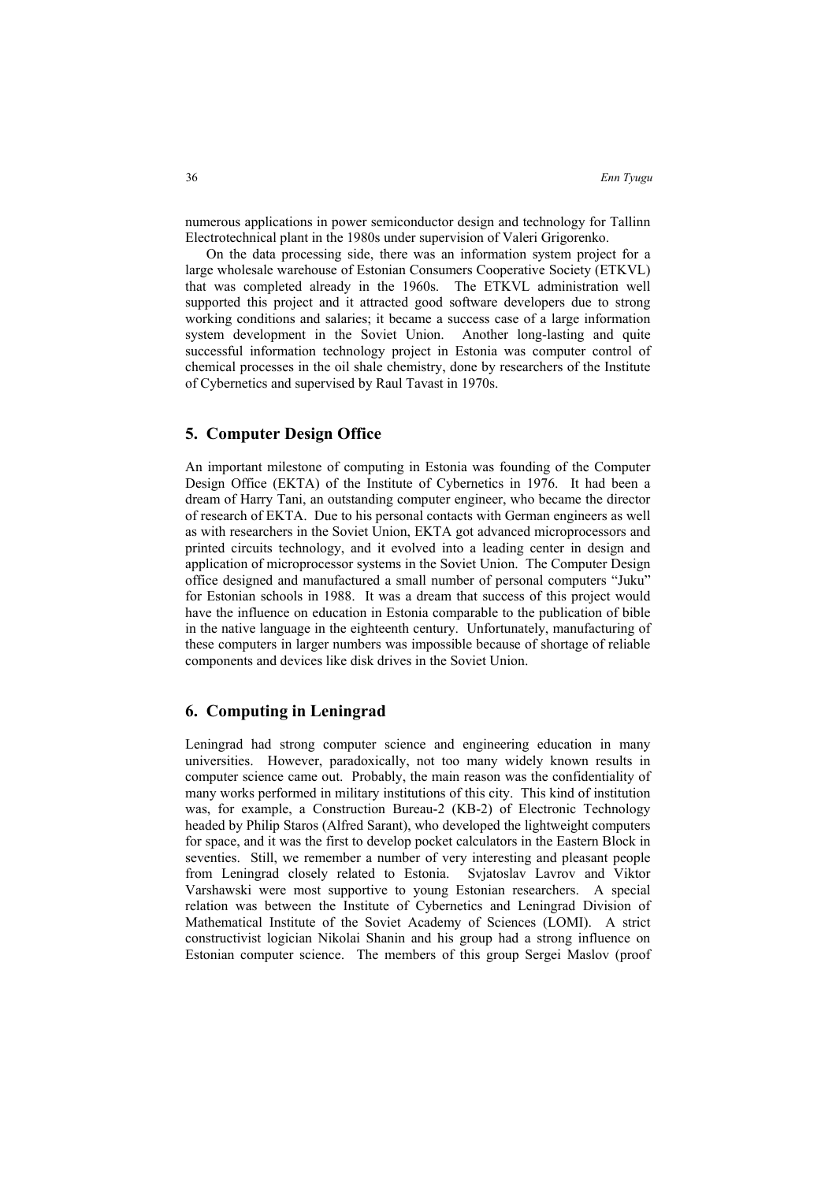numerous applications in power semiconductor design and technology for Tallinn Electrotechnical plant in the 1980s under supervision of Valeri Grigorenko.

On the data processing side, there was an information system project for a large wholesale warehouse of Estonian Consumers Cooperative Society (ETKVL) that was completed already in the 1960s. The ETKVL administration well supported this project and it attracted good software developers due to strong working conditions and salaries; it became a success case of a large information system development in the Soviet Union. Another long-lasting and quite successful information technology project in Estonia was computer control of chemical processes in the oil shale chemistry, done by researchers of the Institute of Cybernetics and supervised by Raul Tavast in 1970s.

## 5. Computer Design Office

An important milestone of computing in Estonia was founding of the Computer Design Office (EKTA) of the Institute of Cybernetics in 1976. It had been a dream of Harry Tani, an outstanding computer engineer, who became the director of research of EKTA. Due to his personal contacts with German engineers as well as with researchers in the Soviet Union, EKTA got advanced microprocessors and printed circuits technology, and it evolved into a leading center in design and application of microprocessor systems in the Soviet Union. The Computer Design office designed and manufactured a small number of personal computers "Juku" for Estonian schools in 1988. It was a dream that success of this project would have the influence on education in Estonia comparable to the publication of bible in the native language in the eighteenth century. Unfortunately, manufacturing of these computers in larger numbers was impossible because of shortage of reliable components and devices like disk drives in the Soviet Union.

## 6. Computing in Leningrad

Leningrad had strong computer science and engineering education in many universities. However, paradoxically, not too many widely known results in computer science came out. Probably, the main reason was the confidentiality of many works performed in military institutions of this city. This kind of institution was, for example, a Construction Bureau-2 (KB-2) of Electronic Technology headed by Philip Staros (Alfred Sarant), who developed the lightweight computers for space, and it was the first to develop pocket calculators in the Eastern Block in seventies. Still, we remember a number of very interesting and pleasant people from Leningrad closely related to Estonia. Svjatoslav Lavrov and Viktor Varshawski were most supportive to young Estonian researchers. A special relation was between the Institute of Cybernetics and Leningrad Division of Mathematical Institute of the Soviet Academy of Sciences (LOMI). A strict constructivist logician Nikolai Shanin and his group had a strong influence on Estonian computer science. The members of this group Sergei Maslov (proof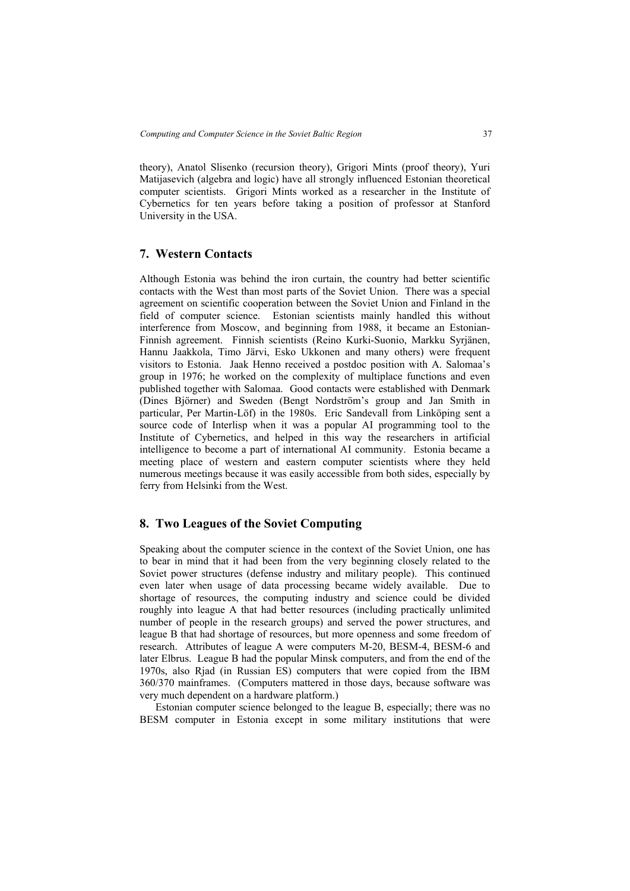theory), Anatol Slisenko (recursion theory), Grigori Mints (proof theory), Yuri Matijasevich (algebra and logic) have all strongly influenced Estonian theoretical computer scientists. Grigori Mints worked as a researcher in the Institute of Cybernetics for ten years before taking a position of professor at Stanford University in the USA.

## 7. Western Contacts

Although Estonia was behind the iron curtain, the country had better scientific contacts with the West than most parts of the Soviet Union. There was a special agreement on scientific cooperation between the Soviet Union and Finland in the field of computer science. Estonian scientists mainly handled this without interference from Moscow, and beginning from 1988, it became an Estonian-Finnish agreement. Finnish scientists (Reino Kurki-Suonio, Markku Syrjänen, Hannu Jaakkola, Timo Järvi, Esko Ukkonen and many others) were frequent visitors to Estonia. Jaak Henno received a postdoc position with A. Salomaa's group in 1976; he worked on the complexity of multiplace functions and even published together with Salomaa. Good contacts were established with Denmark (Dines Björner) and Sweden (Bengt Nordström's group and Jan Smith in particular, Per Martin-Löf) in the 1980s. Eric Sandevall from Linköping sent a source code of Interlisp when it was a popular AI programming tool to the Institute of Cybernetics, and helped in this way the researchers in artificial intelligence to become a part of international AI community. Estonia became a meeting place of western and eastern computer scientists where they held numerous meetings because it was easily accessible from both sides, especially by ferry from Helsinki from the West.

## 8. Two Leagues of the Soviet Computing

Speaking about the computer science in the context of the Soviet Union, one has to bear in mind that it had been from the very beginning closely related to the Soviet power structures (defense industry and military people). This continued even later when usage of data processing became widely available. Due to shortage of resources, the computing industry and science could be divided roughly into league A that had better resources (including practically unlimited number of people in the research groups) and served the power structures, and league B that had shortage of resources, but more openness and some freedom of research. Attributes of league A were computers M-20, BESM-4, BESM-6 and later Elbrus. League B had the popular Minsk computers, and from the end of the 1970s, also Rjad (in Russian ES) computers that were copied from the IBM 360/370 mainframes. (Computers mattered in those days, because software was very much dependent on a hardware platform.)

Estonian computer science belonged to the league B, especially; there was no BESM computer in Estonia except in some military institutions that were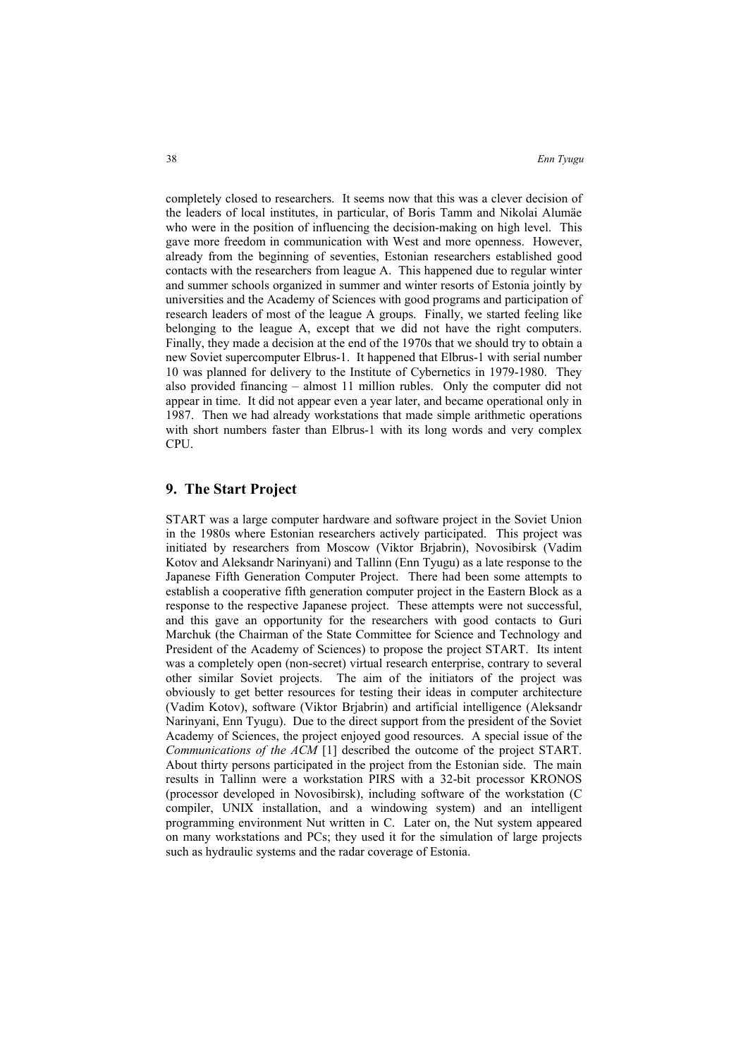completely closed to researchers. It seems now that this was a clever decision of the leaders of local institutes, in particular, of Boris Tamm and Nikolai Alumäe who were in the position of influencing the decision-making on high level. This gave more freedom in communication with West and more openness. However, already from the beginning of seventies, Estonian researchers established good contacts with the researchers from league A. This happened due to regular winter and summer schools organized in summer and winter resorts of Estonia jointly by universities and the Academy of Sciences with good programs and participation of research leaders of most of the league A groups. Finally, we started feeling like belonging to the league A, except that we did not have the right computers. Finally, they made a decision at the end of the 1970s that we should try to obtain a new Soviet supercomputer Elbrus-1. It happened that Elbrus-1 with serial number 10 was planned for delivery to the Institute of Cybernetics in 1979-1980. They also provided financing – almost 11 million rubles. Only the computer did not appear in time. It did not appear even a year later, and became operational only in 1987. Then we had already workstations that made simple arithmetic operations with short numbers faster than Elbrus-1 with its long words and very complex CPU.

## 9. The Start Project

START was a large computer hardware and software project in the Soviet Union in the 1980s where Estonian researchers actively participated. This project was initiated by researchers from Moscow (Viktor Brjabrin), Novosibirsk (Vadim Kotov and Aleksandr Narinyani) and Tallinn (Enn Tyugu) as a late response to the Japanese Fifth Generation Computer Project. There had been some attempts to establish a cooperative fifth generation computer project in the Eastern Block as a response to the respective Japanese project. These attempts were not successful, and this gave an opportunity for the researchers with good contacts to Guri Marchuk (the Chairman of the State Committee for Science and Technology and President of the Academy of Sciences) to propose the project START. Its intent was a completely open (non-secret) virtual research enterprise, contrary to several other similar Soviet projects. The aim of the initiators of the project was obviously to get better resources for testing their ideas in computer architecture (Vadim Kotov), software (Viktor Brjabrin) and artificial intelligence (Aleksandr Narinyani, Enn Tyugu). Due to the direct support from the president of the Soviet Academy of Sciences, the project enjoyed good resources. A special issue of the *Communications of the ACM* [1] described the outcome of the project START. About thirty persons participated in the project from the Estonian side. The main results in Tallinn were a workstation PIRS with a 32-bit processor KRONOS (processor developed in Novosibirsk), including software of the workstation (C compiler, UNIX installation, and a windowing system) and an intelligent programming environment Nut written in C. Later on, the Nut system appeared on many workstations and PCs; they used it for the simulation of large projects such as hydraulic systems and the radar coverage of Estonia.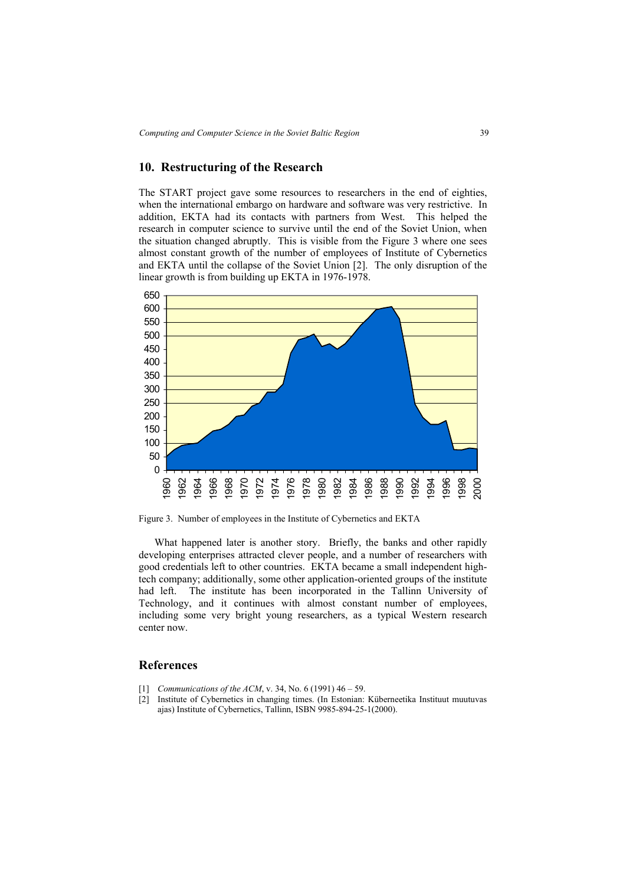## 10. Restructuring of the Research

The START project gave some resources to researchers in the end of eighties, when the international embargo on hardware and software was very restrictive. In addition, EKTA had its contacts with partners from West. This helped the research in computer science to survive until the end of the Soviet Union, when the situation changed abruptly. This is visible from the Figure 3 where one sees almost constant growth of the number of employees of Institute of Cybernetics and EKTA until the collapse of the Soviet Union [2]. The only disruption of the linear growth is from building up EKTA in 1976-1978.

650
600
550
500
450
400
350
300
250
200
150
100
50
0

1960 1962 1964 1966 1968 1970 1972 1974 1976 1978 1980 1982 1984 1986 1988 1990 1992 1994 1996 1998 2000

Figure 3. Number of employees in the Institute of Cybernetics and EKTA

What happened later is another story. Briefly, the banks and other rapidly developing enterprises attracted clever people, and a number of researchers with good credentials left to other countries. EKTA became a small independent high-tech company; additionally, some other application-oriented groups of the institute had left. The institute has been incorporated in the Tallinn University of Technology, and it continues with almost constant number of employees, including some very bright young researchers, as a typical Western research center now.

## References

[1] *Communications of the ACM*, v. 34, No. 6 (1991) 46 – 59.

[2] Institute of Cybernetics in changing times. (In Estonian: Küberneetika Instituut muutuvas ajas) Institute of Cybernetics, Tallinn, ISBN 9985-894-25-1(2000).